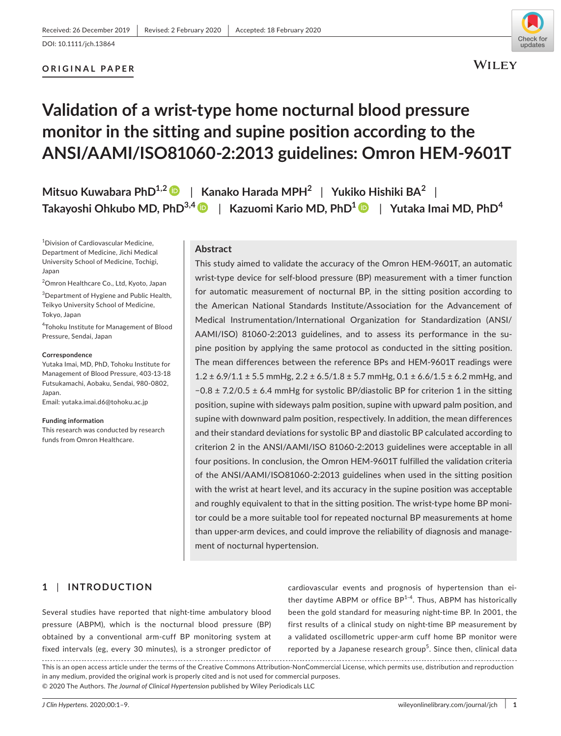Received: 26 December 2019 | Revised: 2 February 2020 | Accepted: 18 February 2020

DOI: 10.1111/jch.13864

**ORIGINAL PAPER**

# Validation of a wrist-type home nocturnal blood pressure monitor in the sitting and supine position according to the ANSI/AAMI/ISO81060-2:2013 guidelines: Omron HEM-9601T

**Mitsuo Kuwabara PhD[1,2]** | **Kanako Harada MPH[2]** | **Yukiko Hishiki BA[2]** | **Takayoshi Ohkubo MD, PhD[3,4]** | **Kazuomi Kario MD, PhD[1]** | **Yutaka Imai MD, PhD[4]**

[1]Division of Cardiovascular Medicine, Department of Medicine, Jichi Medical University School of Medicine, Tochigi, Japan

[2]Omron Healthcare Co., Ltd, Kyoto, Japan

[3]Department of Hygiene and Public Health, Teikyo University School of Medicine, Tokyo, Japan

[4]Tohoku Institute for Management of Blood Pressure, Sendai, Japan

**Correspondence**
Yutaka Imai, MD, PhD, Tohoku Institute for Management of Blood Pressure, 403-13-18 Futsukamachi, Aobaku, Sendai, 980-0802, Japan.
Email: yutaka.imai.d6@tohoku.ac.jp

**Funding information**
This research was conducted by research funds from Omron Healthcare.

## Abstract

This study aimed to validate the accuracy of the Omron HEM-9601T, an automatic wrist-type device for self-blood pressure (BP) measurement with a timer function for automatic measurement of nocturnal BP, in the sitting position according to the American National Standards Institute/Association for the Advancement of Medical Instrumentation/International Organization for Standardization (ANSI/AAMI/ISO) 81060-2:2013 guidelines, and to assess its performance in the supine position by applying the same protocol as conducted in the sitting position. The mean differences between the reference BPs and HEM-9601T readings were 1.2 ± 6.9/1.1 ± 5.5 mmHg, 2.2 ± 6.5/1.8 ± 5.7 mmHg, 0.1 ± 6.6/1.5 ± 6.2 mmHg, and −0.8 ± 7.2/0.5 ± 6.4 mmHg for systolic BP/diastolic BP for criterion 1 in the sitting position, supine with sideways palm position, supine with upward palm position, and supine with downward palm position, respectively. In addition, the mean differences and their standard deviations for systolic BP and diastolic BP calculated according to criterion 2 in the ANSI/AAMI/ISO 81060-2:2013 guidelines were acceptable in all four positions. In conclusion, the Omron HEM-9601T fulfilled the validation criteria of the ANSI/AAMI/ISO81060-2:2013 guidelines when used in the sitting position with the wrist at heart level, and its accuracy in the supine position was acceptable and roughly equivalent to that in the sitting position. The wrist-type home BP monitor could be a more suitable tool for repeated nocturnal BP measurements at home than upper-arm devices, and could improve the reliability of diagnosis and management of nocturnal hypertension.

## 1 | INTRODUCTION

Several studies have reported that night-time ambulatory blood pressure (ABPM), which is the nocturnal blood pressure (BP) obtained by a conventional arm-cuff BP monitoring system at fixed intervals (eg, every 30 minutes), is a stronger predictor of cardiovascular events and prognosis of hypertension than either daytime ABPM or office BP[1-4]. Thus, ABPM has historically been the gold standard for measuring night-time BP. In 2001, the first results of a clinical study on night-time BP measurement by a validated oscillometric upper-arm cuff home BP monitor were reported by a Japanese research group[5]. Since then, clinical data

This is an open access article under the terms of the Creative Commons Attribution-NonCommercial License, which permits use, distribution and reproduction in any medium, provided the original work is properly cited and is not used for commercial purposes.
© 2020 The Authors. *The Journal of Clinical Hypertension* published by Wiley Periodicals LLC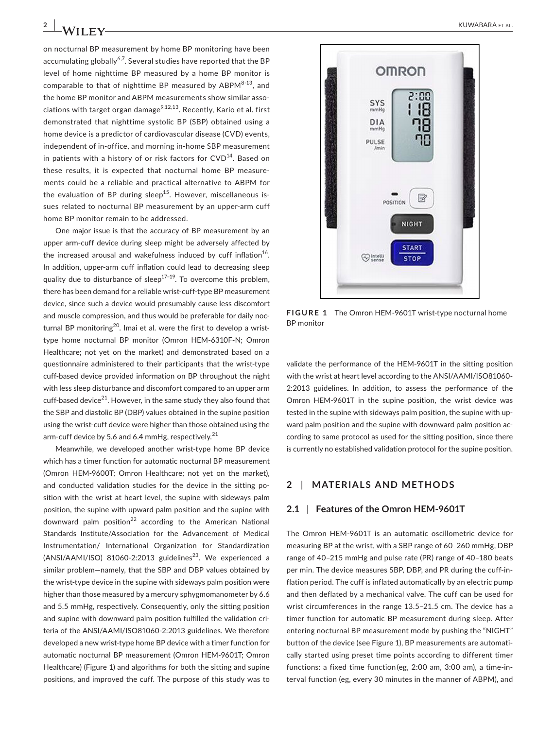on nocturnal BP measurement by home BP monitoring have been accumulating globally[6,7]. Several studies have reported that the BP level of home nighttime BP measured by a home BP monitor is comparable to that of nighttime BP measured by ABPM[8-13], and the home BP monitor and ABPM measurements show similar associations with target organ damage[9,12,13]. Recently, Kario et al. first demonstrated that nighttime systolic BP (SBP) obtained using a home device is a predictor of cardiovascular disease (CVD) events, independent of in-office, and morning in-home SBP measurement in patients with a history of or risk factors for CVD[14]. Based on these results, it is expected that nocturnal home BP measurements could be a reliable and practical alternative to ABPM for the evaluation of BP during sleep[15]. However, miscellaneous issues related to nocturnal BP measurement by an upper-arm cuff home BP monitor remain to be addressed.

One major issue is that the accuracy of BP measurement by an upper arm-cuff device during sleep might be adversely affected by the increased arousal and wakefulness induced by cuff inflation[16]. In addition, upper-arm cuff inflation could lead to decreasing sleep quality due to disturbance of sleep[17-19]. To overcome this problem, there has been demand for a reliable wrist-cuff-type BP measurement device, since such a device would presumably cause less discomfort and muscle compression, and thus would be preferable for daily nocturnal BP monitoring[20]. Imai et al. were the first to develop a wrist-type home nocturnal BP monitor (Omron HEM-6310F-N; Omron Healthcare; not yet on the market) and demonstrated based on a questionnaire administered to their participants that the wrist-type cuff-based device provided information on BP throughout the night with less sleep disturbance and discomfort compared to an upper arm cuff-based device[21]. However, in the same study they also found that the SBP and diastolic BP (DBP) values obtained in the supine position using the wrist-cuff device were higher than those obtained using the arm-cuff device by 5.6 and 6.4 mmHg, respectively.[21]

Meanwhile, we developed another wrist-type home BP device which has a timer function for automatic nocturnal BP measurement (Omron HEM-9600T; Omron Healthcare; not yet on the market), and conducted validation studies for the device in the sitting position with the wrist at heart level, the supine with sideways palm position, the supine with upward palm position and the supine with downward palm position[22] according to the American National Standards Institute/Association for the Advancement of Medical Instrumentation/ International Organization for Standardization (ANSI/AAMI/ISO) 81060-2:2013 guidelines[23]. We experienced a similar problem—namely, that the SBP and DBP values obtained by the wrist-type device in the supine with sideways palm position were higher than those measured by a mercury sphygmomanometer by 6.6 and 5.5 mmHg, respectively. Consequently, only the sitting position and supine with downward palm position fulfilled the validation criteria of the ANSI/AAMI/ISO81060-2:2013 guidelines. We therefore developed a new wrist-type home BP device with a timer function for automatic nocturnal BP measurement (Omron HEM-9601T; Omron Healthcare) (Figure 1) and algorithms for both the sitting and supine positions, and improved the cuff. The purpose of this study was to validate the performance of the HEM-9601T in the sitting position with the wrist at heart level according to the ANSI/AAMI/ISO81060-2:2013 guidelines. In addition, to assess the performance of the Omron HEM-9601T in the supine position, the wrist device was tested in the supine with sideways palm position, the supine with upward palm position and the supine with downward palm position according to same protocol as used for the sitting position, since there is currently no established validation protocol for the supine position.

**FIGURE 1** The Omron HEM-9601T wrist-type nocturnal home BP monitor

## 2 | MATERIALS AND METHODS

### 2.1 | Features of the Omron HEM-9601T

The Omron HEM-9601T is an automatic oscillometric device for measuring BP at the wrist, with a SBP range of 60–260 mmHg, DBP range of 40–215 mmHg and pulse rate (PR) range of 40–180 beats per min. The device measures SBP, DBP, and PR during the cuff-inflation period. The cuff is inflated automatically by an electric pump and then deflated by a mechanical valve. The cuff can be used for wrist circumferences in the range 13.5–21.5 cm. The device has a timer function for automatic BP measurement during sleep. After entering nocturnal BP measurement mode by pushing the "NIGHT" button of the device (see Figure 1), BP measurements are automatically started using preset time points according to different timer functions: a fixed time function (eg, 2:00 am, 3:00 am), a time-interval function (eg, every 30 minutes in the manner of ABPM), and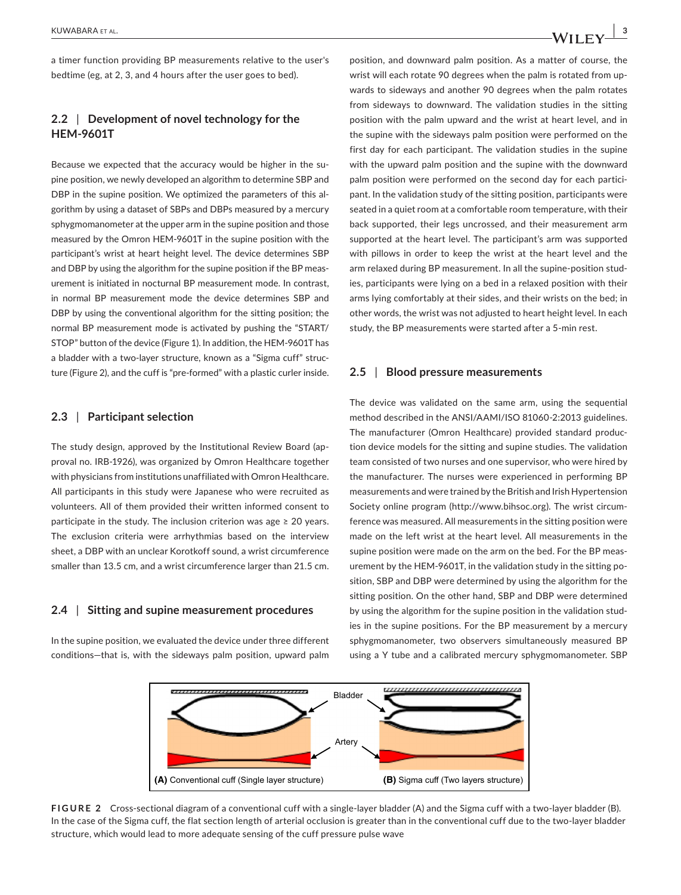a timer function providing BP measurements relative to the user's bedtime (eg, at 2, 3, and 4 hours after the user goes to bed).

## 2.2 | Development of novel technology for the HEM-9601T

Because we expected that the accuracy would be higher in the supine position, we newly developed an algorithm to determine SBP and DBP in the supine position. We optimized the parameters of this algorithm by using a dataset of SBPs and DBPs measured by a mercury sphygmomanometer at the upper arm in the supine position and those measured by the Omron HEM-9601T in the supine position with the participant's wrist at heart height level. The device determines SBP and DBP by using the algorithm for the supine position if the BP measurement is initiated in nocturnal BP measurement mode. In contrast, in normal BP measurement mode the device determines SBP and DBP by using the conventional algorithm for the sitting position; the normal BP measurement mode is activated by pushing the "START/STOP" button of the device (Figure 1). In addition, the HEM-9601T has a bladder with a two-layer structure, known as a "Sigma cuff" structure (Figure 2), and the cuff is "pre-formed" with a plastic curler inside.

## 2.3 | Participant selection

The study design, approved by the Institutional Review Board (approval no. IRB-1926), was organized by Omron Healthcare together with physicians from institutions unaffiliated with Omron Healthcare. All participants in this study were Japanese who were recruited as volunteers. All of them provided their written informed consent to participate in the study. The inclusion criterion was age ≥ 20 years. The exclusion criteria were arrhythmias based on the interview sheet, a DBP with an unclear Korotkoff sound, a wrist circumference smaller than 13.5 cm, and a wrist circumference larger than 21.5 cm.

## 2.4 | Sitting and supine measurement procedures

In the supine position, we evaluated the device under three different conditions—that is, with the sideways palm position, upward palm position, and downward palm position. As a matter of course, the wrist will each rotate 90 degrees when the palm is rotated from upwards to sideways and another 90 degrees when the palm rotates from sideways to downward. The validation studies in the sitting position with the palm upward and the wrist at heart level, and in the supine with the sideways palm position were performed on the first day for each participant. The validation studies in the supine with the upward palm position and the supine with the downward palm position were performed on the second day for each participant. In the validation study of the sitting position, participants were seated in a quiet room at a comfortable room temperature, with their back supported, their legs uncrossed, and their measurement arm supported at the heart level. The participant's arm was supported with pillows in order to keep the wrist at the heart level and the arm relaxed during BP measurement. In all the supine-position studies, participants were lying on a bed in a relaxed position with their arms lying comfortably at their sides, and their wrists on the bed; in other words, the wrist was not adjusted to heart height level. In each study, the BP measurements were started after a 5-min rest.

## 2.5 | Blood pressure measurements

The device was validated on the same arm, using the sequential method described in the ANSI/AAMI/ISO 81060-2:2013 guidelines. The manufacturer (Omron Healthcare) provided standard production device models for the sitting and supine studies. The validation team consisted of two nurses and one supervisor, who were hired by the manufacturer. The nurses were experienced in performing BP measurements and were trained by the British and Irish Hypertension Society online program (http://www.bihsoc.org). The wrist circumference was measured. All measurements in the sitting position were made on the left wrist at the heart level. All measurements in the supine position were made on the arm on the bed. For the BP measurement by the HEM-9601T, in the validation study in the sitting position, SBP and DBP were determined by using the algorithm for the sitting position. On the other hand, SBP and DBP were determined by using the algorithm for the supine position in the validation studies in the supine positions. For the BP measurement by a mercury sphygmomanometer, two observers simultaneously measured BP using a Y tube and a calibrated mercury sphygmomanometer. SBP

**FIGURE 2** Cross-sectional diagram of a conventional cuff with a single-layer bladder (A) and the Sigma cuff with a two-layer bladder (B). In the case of the Sigma cuff, the flat section length of arterial occlusion is greater than in the conventional cuff due to the two-layer bladder structure, which would lead to more adequate sensing of the cuff pressure pulse wave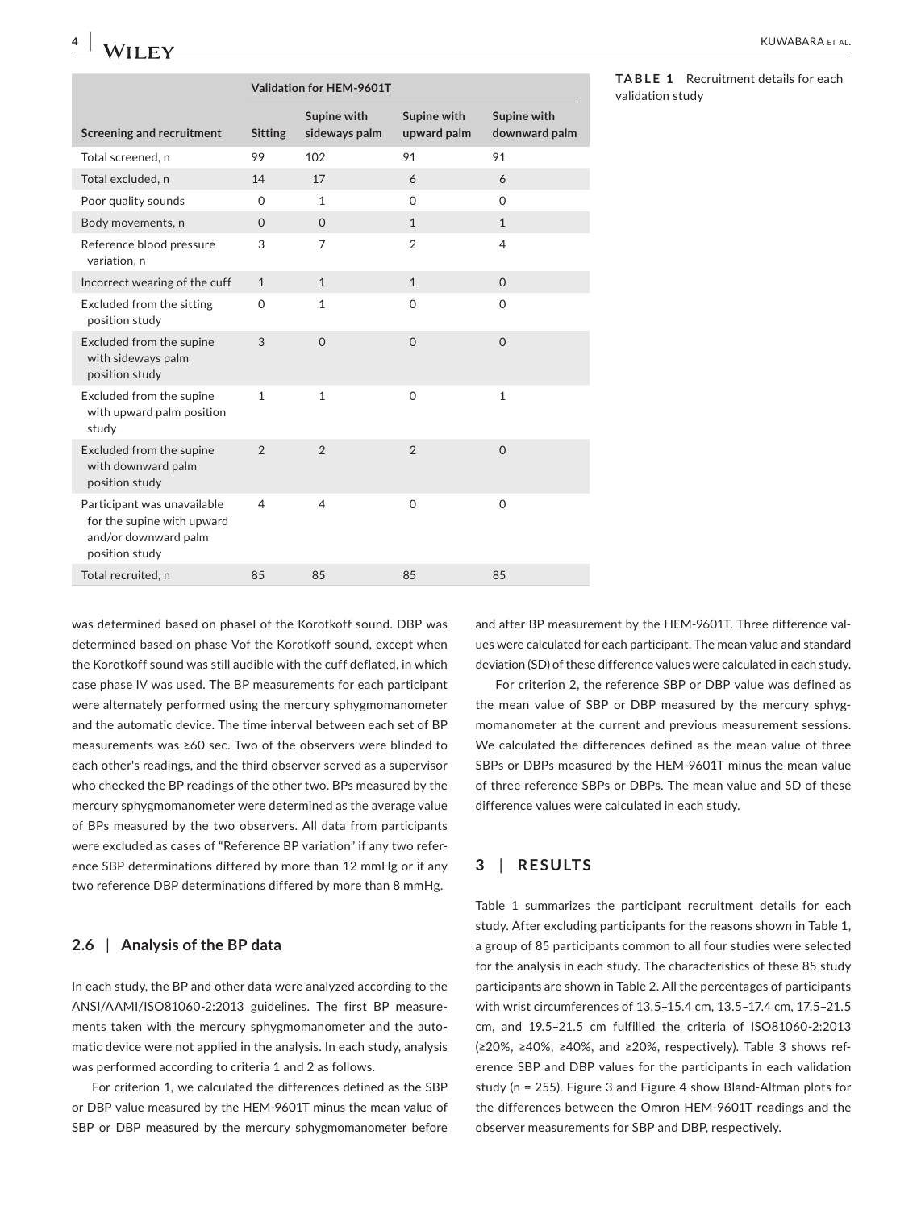**TABLE 1** Recruitment details for each validation study

| Screening and recruitment | Validation for HEM-9601T | | | |
|---|---|---|---|---|
| | Sitting | Supine with sideways palm | Supine with upward palm | Supine with downward palm |
| Total screened, n | 99 | 102 | 91 | 91 |
| Total excluded, n | 14 | 17 | 6 | 6 |
| Poor quality sounds | 0 | 1 | 0 | 0 |
| Body movements, n | 0 | 0 | 1 | 1 |
| Reference blood pressure variation, n | 3 | 7 | 2 | 4 |
| Incorrect wearing of the cuff | 1 | 1 | 1 | 0 |
| Excluded from the sitting position study | 0 | 1 | 0 | 0 |
| Excluded from the supine with sideways palm position study | 3 | 0 | 0 | 0 |
| Excluded from the supine with upward palm position study | 1 | 1 | 0 | 1 |
| Excluded from the supine with downward palm position study | 2 | 2 | 2 | 0 |
| Participant was unavailable for the supine with upward and/or downward palm position study | 4 | 4 | 0 | 0 |
| Total recruited, n | 85 | 85 | 85 | 85 |

was determined based on phaseI of the Korotkoff sound. DBP was determined based on phase Vof the Korotkoff sound, except when the Korotkoff sound was still audible with the cuff deflated, in which case phase IV was used. The BP measurements for each participant were alternately performed using the mercury sphygmomanometer and the automatic device. The time interval between each set of BP measurements was ≥60 sec. Two of the observers were blinded to each other's readings, and the third observer served as a supervisor who checked the BP readings of the other two. BPs measured by the mercury sphygmomanometer were determined as the average value of BPs measured by the two observers. All data from participants were excluded as cases of "Reference BP variation" if any two reference SBP determinations differed by more than 12 mmHg or if any two reference DBP determinations differed by more than 8 mmHg.

### 2.6 | Analysis of the BP data

In each study, the BP and other data were analyzed according to the ANSI/AAMI/ISO81060-2:2013 guidelines. The first BP measurements taken with the mercury sphygmomanometer and the automatic device were not applied in the analysis. In each study, analysis was performed according to criteria 1 and 2 as follows.

For criterion 1, we calculated the differences defined as the SBP or DBP value measured by the HEM-9601T minus the mean value of SBP or DBP measured by the mercury sphygmomanometer before and after BP measurement by the HEM-9601T. Three difference values were calculated for each participant. The mean value and standard deviation (SD) of these difference values were calculated in each study.

For criterion 2, the reference SBP or DBP value was defined as the mean value of SBP or DBP measured by the mercury sphygmomanometer at the current and previous measurement sessions. We calculated the differences defined as the mean value of three SBPs or DBPs measured by the HEM-9601T minus the mean value of three reference SBPs or DBPs. The mean value and SD of these difference values were calculated in each study.

## 3 | RESULTS

Table 1 summarizes the participant recruitment details for each study. After excluding participants for the reasons shown in Table 1, a group of 85 participants common to all four studies were selected for the analysis in each study. The characteristics of these 85 study participants are shown in Table 2. All the percentages of participants with wrist circumferences of 13.5–15.4 cm, 13.5–17.4 cm, 17.5–21.5 cm, and 19.5–21.5 cm fulfilled the criteria of ISO81060-2:2013 (≥20%, ≥40%, ≥40%, and ≥20%, respectively). Table 3 shows reference SBP and DBP values for the participants in each validation study (n = 255). Figure 3 and Figure 4 show Bland-Altman plots for the differences between the Omron HEM-9601T readings and the observer measurements for SBP and DBP, respectively.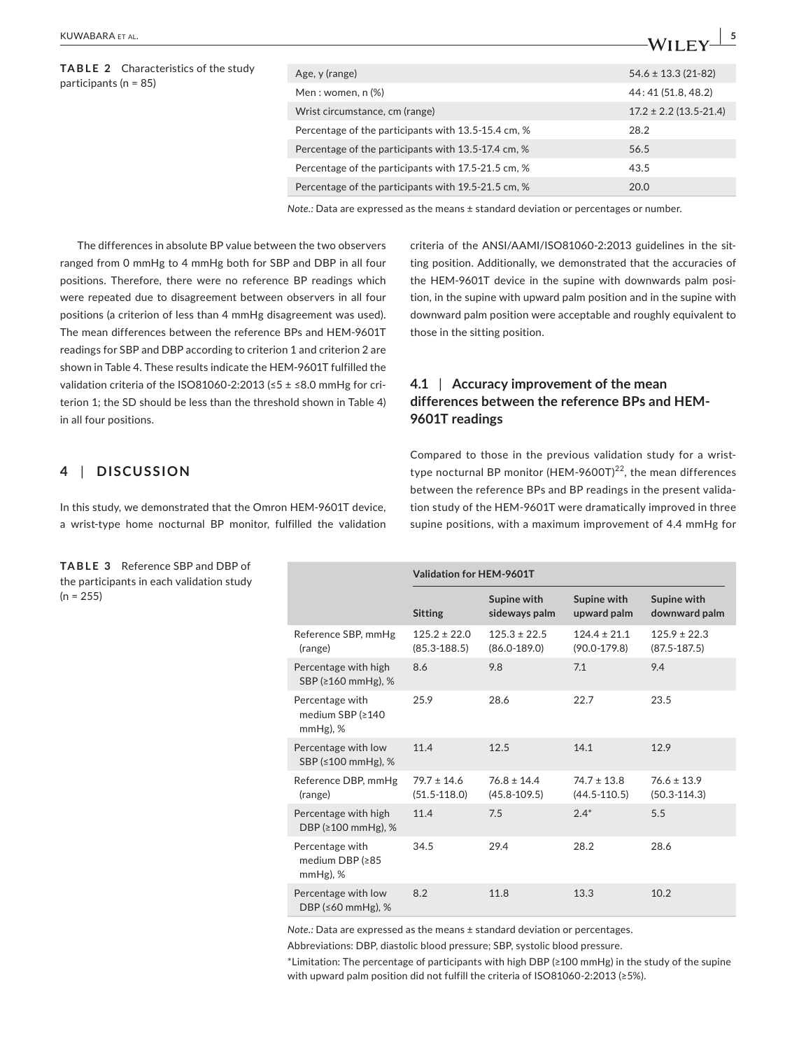**TABLE 2** Characteristics of the study participants (n = 85)

| | |
|---|---|
| Age, y (range) | 54.6 ± 13.3 (21-82) |
| Men : women, n (%) | 44 : 41 (51.8, 48.2) |
| Wrist circumstance, cm (range) | 17.2 ± 2.2 (13.5-21.4) |
| Percentage of the participants with 13.5-15.4 cm, % | 28.2 |
| Percentage of the participants with 13.5-17.4 cm, % | 56.5 |
| Percentage of the participants with 17.5-21.5 cm, % | 43.5 |
| Percentage of the participants with 19.5-21.5 cm, % | 20.0 |

*Note.:* Data are expressed as the means ± standard deviation or percentages or number.

The differences in absolute BP value between the two observers ranged from 0 mmHg to 4 mmHg both for SBP and DBP in all four positions. Therefore, there were no reference BP readings which were repeated due to disagreement between observers in all four positions (a criterion of less than 4 mmHg disagreement was used). The mean differences between the reference BPs and HEM-9601T readings for SBP and DBP according to criterion 1 and criterion 2 are shown in Table 4. These results indicate the HEM-9601T fulfilled the validation criteria of the ISO81060-2:2013 (≤5 ± ≤8.0 mmHg for criterion 1; the SD should be less than the threshold shown in Table 4) in all four positions.

## 4 | DISCUSSION

In this study, we demonstrated that the Omron HEM-9601T device, a wrist-type home nocturnal BP monitor, fulfilled the validation criteria of the ANSI/AAMI/ISO81060-2:2013 guidelines in the sitting position. Additionally, we demonstrated that the accuracies of the HEM-9601T device in the supine with downwards palm position, in the supine with upward palm position and in the supine with downward palm position were acceptable and roughly equivalent to those in the sitting position.

### 4.1 | Accuracy improvement of the mean differences between the reference BPs and HEM-9601T readings

Compared to those in the previous validation study for a wrist-type nocturnal BP monitor (HEM-9600T)[22], the mean differences between the reference BPs and BP readings in the present validation study of the HEM-9601T were dramatically improved in three supine positions, with a maximum improvement of 4.4 mmHg for

**TABLE 3** Reference SBP and DBP of the participants in each validation study (n = 255)

| | Validation for HEM-9601T | | | |
|---|---|---|---|---|
| | Sitting | Supine with sideways palm | Supine with upward palm | Supine with downward palm |
| Reference SBP, mmHg (range) | 125.2 ± 22.0 (85.3-188.5) | 125.3 ± 22.5 (86.0-189.0) | 124.4 ± 21.1 (90.0-179.8) | 125.9 ± 22.3 (87.5-187.5) |
| Percentage with high SBP (≥160 mmHg), % | 8.6 | 9.8 | 7.1 | 9.4 |
| Percentage with medium SBP (≥140 mmHg), % | 25.9 | 28.6 | 22.7 | 23.5 |
| Percentage with low SBP (≤100 mmHg), % | 11.4 | 12.5 | 14.1 | 12.9 |
| Reference DBP, mmHg (range) | 79.7 ± 14.6 (51.5-118.0) | 76.8 ± 14.4 (45.8-109.5) | 74.7 ± 13.8 (44.5-110.5) | 76.6 ± 13.9 (50.3-114.3) |
| Percentage with high DBP (≥100 mmHg), % | 11.4 | 7.5 | 2.4* | 5.5 |
| Percentage with medium DBP (≥85 mmHg), % | 34.5 | 29.4 | 28.2 | 28.6 |
| Percentage with low DBP (≤60 mmHg), % | 8.2 | 11.8 | 13.3 | 10.2 |

*Note.:* Data are expressed as the means ± standard deviation or percentages.

Abbreviations: DBP, diastolic blood pressure; SBP, systolic blood pressure.

*Limitation: The percentage of participants with high DBP (≥100 mmHg) in the study of the supine with upward palm position did not fulfill the criteria of ISO81060-2:2013 (≥5%).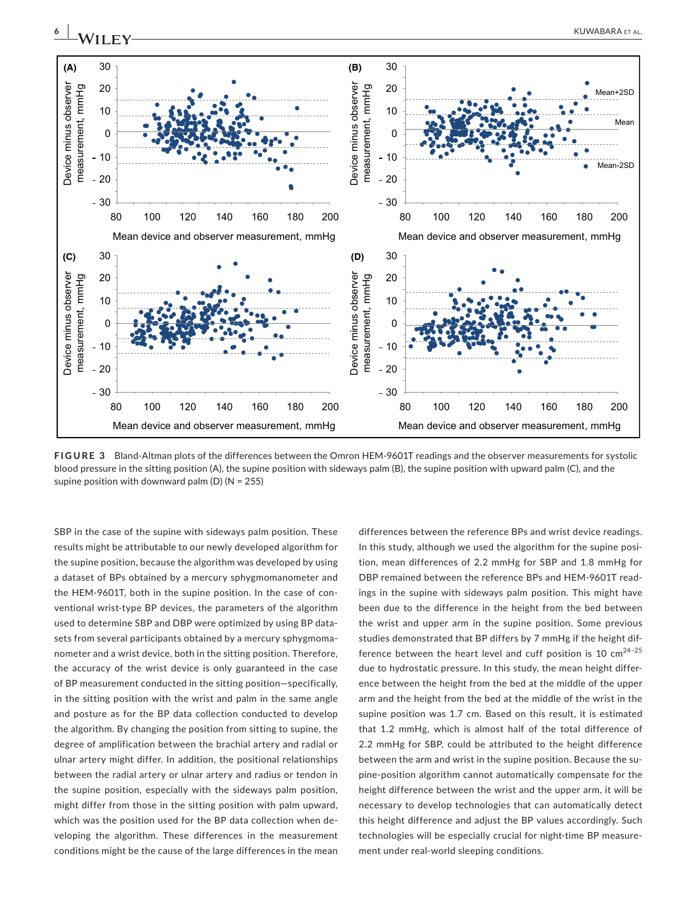**FIGURE 3** Bland-Altman plots of the differences between the Omron HEM-9601T readings and the observer measurements for systolic blood pressure in the sitting position (A), the supine position with sideways palm (B), the supine position with upward palm (C), and the supine position with downward palm (D) (N = 255)

SBP in the case of the supine with sideways palm position. These results might be attributable to our newly developed algorithm for the supine position, because the algorithm was developed by using a dataset of BPs obtained by a mercury sphygmomanometer and the HEM-9601T, both in the supine position. In the case of conventional wrist-type BP devices, the parameters of the algorithm used to determine SBP and DBP were optimized by using BP datasets from several participants obtained by a mercury sphygmomanometer and a wrist device, both in the sitting position. Therefore, the accuracy of the wrist device is only guaranteed in the case of BP measurement conducted in the sitting position—specifically, in the sitting position with the wrist and palm in the same angle and posture as for the BP data collection conducted to develop the algorithm. By changing the position from sitting to supine, the degree of amplification between the brachial artery and radial or ulnar artery might differ. In addition, the positional relationships between the radial artery or ulnar artery and radius or tendon in the supine position, especially with the sideways palm position, might differ from those in the sitting position with palm upward, which was the position used for the BP data collection when developing the algorithm. These differences in the measurement conditions might be the cause of the large differences in the mean differences between the reference BPs and wrist device readings. In this study, although we used the algorithm for the supine position, mean differences of 2.2 mmHg for SBP and 1.8 mmHg for DBP remained between the reference BPs and HEM-9601T readings in the supine with sideways palm position. This might have been due to the difference in the height from the bed between the wrist and upper arm in the supine position. Some previous studies demonstrated that BP differs by 7 mmHg if the height difference between the heart level and cuff position is 10 cm[24–25] due to hydrostatic pressure. In this study, the mean height difference between the height from the bed at the middle of the upper arm and the height from the bed at the middle of the wrist in the supine position was 1.7 cm. Based on this result, it is estimated that 1.2 mmHg, which is almost half of the total difference of 2.2 mmHg for SBP, could be attributed to the height difference between the arm and wrist in the supine position. Because the supine-position algorithm cannot automatically compensate for the height difference between the wrist and the upper arm, it will be necessary to develop technologies that can automatically detect this height difference and adjust the BP values accordingly. Such technologies will be especially crucial for night-time BP measurement under real-world sleeping conditions.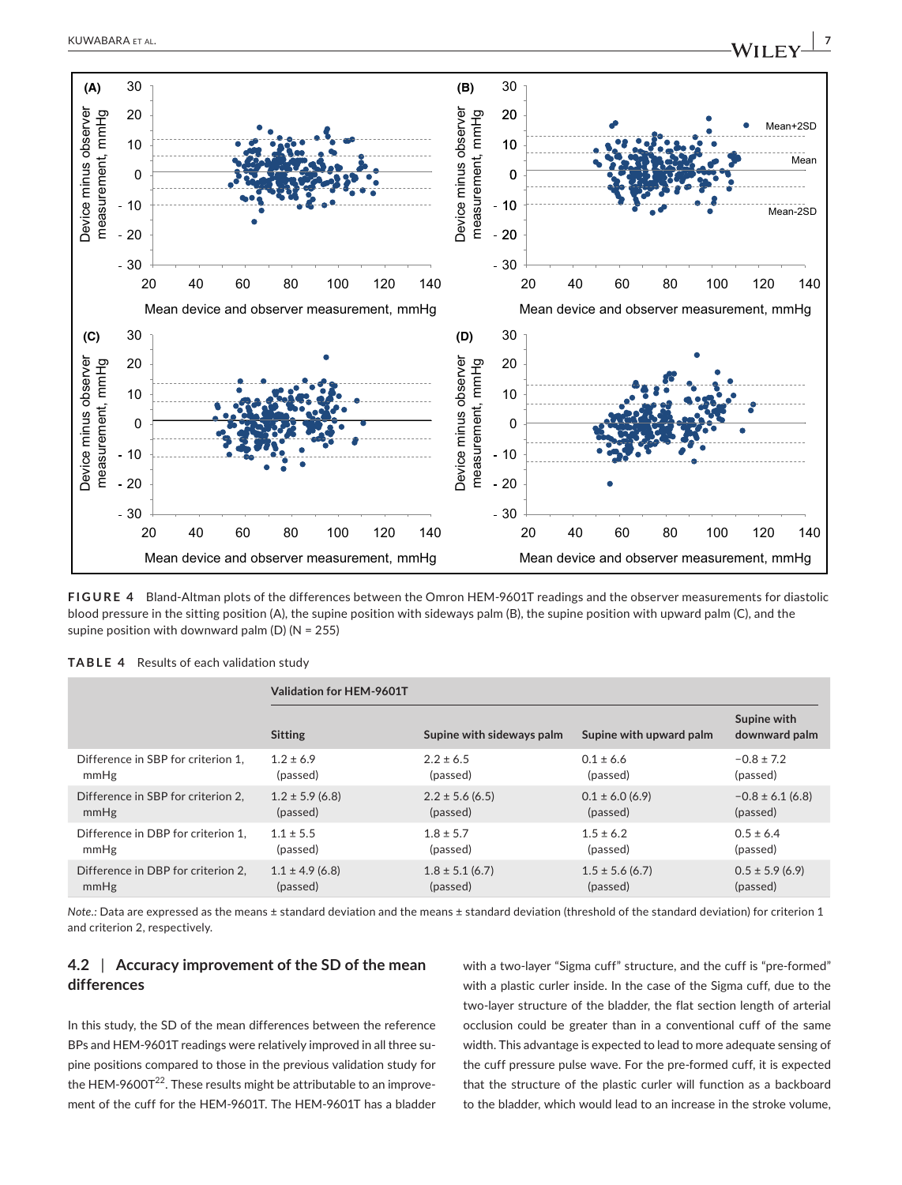FIGURE 4 Bland-Altman plots of the differences between the Omron HEM-9601T readings and the observer measurements for diastolic blood pressure in the sitting position (A), the supine position with sideways palm (B), the supine position with upward palm (C), and the supine position with downward palm (D) (N = 255)

**TABLE 4** Results of each validation study

| | Validation for HEM-9601T | | | |
|---|---|---|---|---|
| | Sitting | Supine with sideways palm | Supine with upward palm | Supine with downward palm |
| Difference in SBP for criterion 1, mmHg | 1.2 ± 6.9 (passed) | 2.2 ± 6.5 (passed) | 0.1 ± 6.6 (passed) | −0.8 ± 7.2 (passed) |
| Difference in SBP for criterion 2, mmHg | 1.2 ± 5.9 (6.8) (passed) | 2.2 ± 5.6 (6.5) (passed) | 0.1 ± 6.0 (6.9) (passed) | −0.8 ± 6.1 (6.8) (passed) |
| Difference in DBP for criterion 1, mmHg | 1.1 ± 5.5 (passed) | 1.8 ± 5.7 (passed) | 1.5 ± 6.2 (passed) | 0.5 ± 6.4 (passed) |
| Difference in DBP for criterion 2, mmHg | 1.1 ± 4.9 (6.8) (passed) | 1.8 ± 5.1 (6.7) (passed) | 1.5 ± 5.6 (6.7) (passed) | 0.5 ± 5.9 (6.9) (passed) |

*Note.:* Data are expressed as the means ± standard deviation and the means ± standard deviation (threshold of the standard deviation) for criterion 1 and criterion 2, respectively.

### 4.2 | Accuracy improvement of the SD of the mean differences

In this study, the SD of the mean differences between the reference BPs and HEM-9601T readings were relatively improved in all three supine positions compared to those in the previous validation study for the HEM-9600T[22]. These results might be attributable to an improvement of the cuff for the HEM-9601T. The HEM-9601T has a bladder with a two-layer "Sigma cuff" structure, and the cuff is "pre-formed" with a plastic curler inside. In the case of the Sigma cuff, due to the two-layer structure of the bladder, the flat section length of arterial occlusion could be greater than in a conventional cuff of the same width. This advantage is expected to lead to more adequate sensing of the cuff pressure pulse wave. For the pre-formed cuff, it is expected that the structure of the plastic curler will function as a backboard to the bladder, which would lead to an increase in the stroke volume,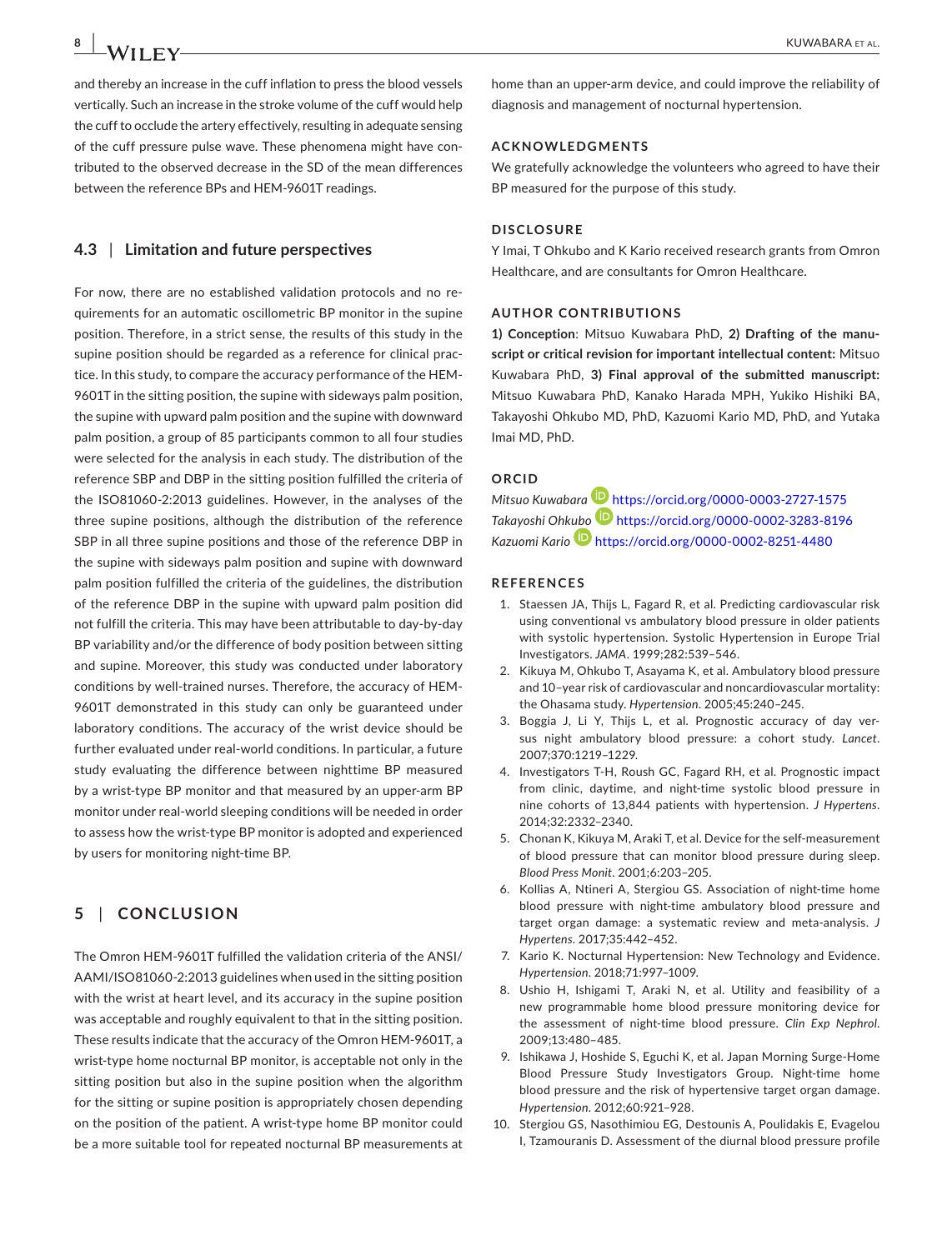and thereby an increase in the cuff inflation to press the blood vessels vertically. Such an increase in the stroke volume of the cuff would help the cuff to occlude the artery effectively, resulting in adequate sensing of the cuff pressure pulse wave. These phenomena might have contributed to the observed decrease in the SD of the mean differences between the reference BPs and HEM-9601T readings.

### 4.3 | Limitation and future perspectives

For now, there are no established validation protocols and no requirements for an automatic oscillometric BP monitor in the supine position. Therefore, in a strict sense, the results of this study in the supine position should be regarded as a reference for clinical practice. In this study, to compare the accuracy performance of the HEM-9601T in the sitting position, the supine with sideways palm position, the supine with upward palm position and the supine with downward palm position, a group of 85 participants common to all four studies were selected for the analysis in each study. The distribution of the reference SBP and DBP in the sitting position fulfilled the criteria of the ISO81060-2:2013 guidelines. However, in the analyses of the three supine positions, although the distribution of the reference SBP in all three supine positions and those of the reference DBP in the supine with sideways palm position and supine with downward palm position fulfilled the criteria of the guidelines, the distribution of the reference DBP in the supine with upward palm position did not fulfill the criteria. This may have been attributable to day-by-day BP variability and/or the difference of body position between sitting and supine. Moreover, this study was conducted under laboratory conditions by well-trained nurses. Therefore, the accuracy of HEM-9601T demonstrated in this study can only be guaranteed under laboratory conditions. The accuracy of the wrist device should be further evaluated under real-world conditions. In particular, a future study evaluating the difference between nighttime BP measured by a wrist-type BP monitor and that measured by an upper-arm BP monitor under real-world sleeping conditions will be needed in order to assess how the wrist-type BP monitor is adopted and experienced by users for monitoring night-time BP.

## 5 | CONCLUSION

The Omron HEM-9601T fulfilled the validation criteria of the ANSI/AAMI/ISO81060-2:2013 guidelines when used in the sitting position with the wrist at heart level, and its accuracy in the supine position was acceptable and roughly equivalent to that in the sitting position. These results indicate that the accuracy of the Omron HEM-9601T, a wrist-type home nocturnal BP monitor, is acceptable not only in the sitting position but also in the supine position when the algorithm for the sitting or supine position is appropriately chosen depending on the position of the patient. A wrist-type home BP monitor could be a more suitable tool for repeated nocturnal BP measurements at home than an upper-arm device, and could improve the reliability of diagnosis and management of nocturnal hypertension.

## ACKNOWLEDGMENTS

We gratefully acknowledge the volunteers who agreed to have their BP measured for the purpose of this study.

## DISCLOSURE

Y Imai, T Ohkubo and K Kario received research grants from Omron Healthcare, and are consultants for Omron Healthcare.

## AUTHOR CONTRIBUTIONS

**1) Conception**: Mitsuo Kuwabara PhD, **2) Drafting of the manuscript or critical revision for important intellectual content:** Mitsuo Kuwabara PhD, **3) Final approval of the submitted manuscript:** Mitsuo Kuwabara PhD, Kanako Harada MPH, Yukiko Hishiki BA, Takayoshi Ohkubo MD, PhD, Kazuomi Kario MD, PhD, and Yutaka Imai MD, PhD.

## ORCID

*Mitsuo Kuwabara* https://orcid.org/0000-0003-2727-1575
*Takayoshi Ohkubo* https://orcid.org/0000-0002-3283-8196
*Kazuomi Kario* https://orcid.org/0000-0002-8251-4480

## REFERENCES

1. Staessen JA, Thijs L, Fagard R, et al. Predicting cardiovascular risk using conventional vs ambulatory blood pressure in older patients with systolic hypertension. Systolic Hypertension in Europe Trial Investigators. *JAMA*. 1999;282:539–546.
2. Kikuya M, Ohkubo T, Asayama K, et al. Ambulatory blood pressure and 10–year risk of cardiovascular and noncardiovascular mortality: the Ohasama study. *Hypertension*. 2005;45:240–245.
3. Boggia J, Li Y, Thijs L, et al. Prognostic accuracy of day versus night ambulatory blood pressure: a cohort study. *Lancet*. 2007;370:1219–1229.
4. Investigators T-H, Roush GC, Fagard RH, et al. Prognostic impact from clinic, daytime, and night-time systolic blood pressure in nine cohorts of 13,844 patients with hypertension. *J Hypertens*. 2014;32:2332–2340.
5. Chonan K, Kikuya M, Araki T, et al. Device for the self-measurement of blood pressure that can monitor blood pressure during sleep. *Blood Press Monit*. 2001;6:203–205.
6. Kollias A, Ntineri A, Stergiou GS. Association of night-time home blood pressure with night-time ambulatory blood pressure and target organ damage: a systematic review and meta-analysis. *J Hypertens*. 2017;35:442–452.
7. Kario K. Nocturnal Hypertension: New Technology and Evidence. *Hypertension*. 2018;71:997–1009.
8. Ushio H, Ishigami T, Araki N, et al. Utility and feasibility of a new programmable home blood pressure monitoring device for the assessment of night-time blood pressure. *Clin Exp Nephrol*. 2009;13:480–485.
9. Ishikawa J, Hoshide S, Eguchi K, et al. Japan Morning Surge-Home Blood Pressure Study Investigators Group. Night-time home blood pressure and the risk of hypertensive target organ damage. *Hypertension*. 2012;60:921–928.
10. Stergiou GS, Nasothimiou EG, Destounis A, Poulidakis E, Evagelou I, Tzamouranis D. Assessment of the diurnal blood pressure profile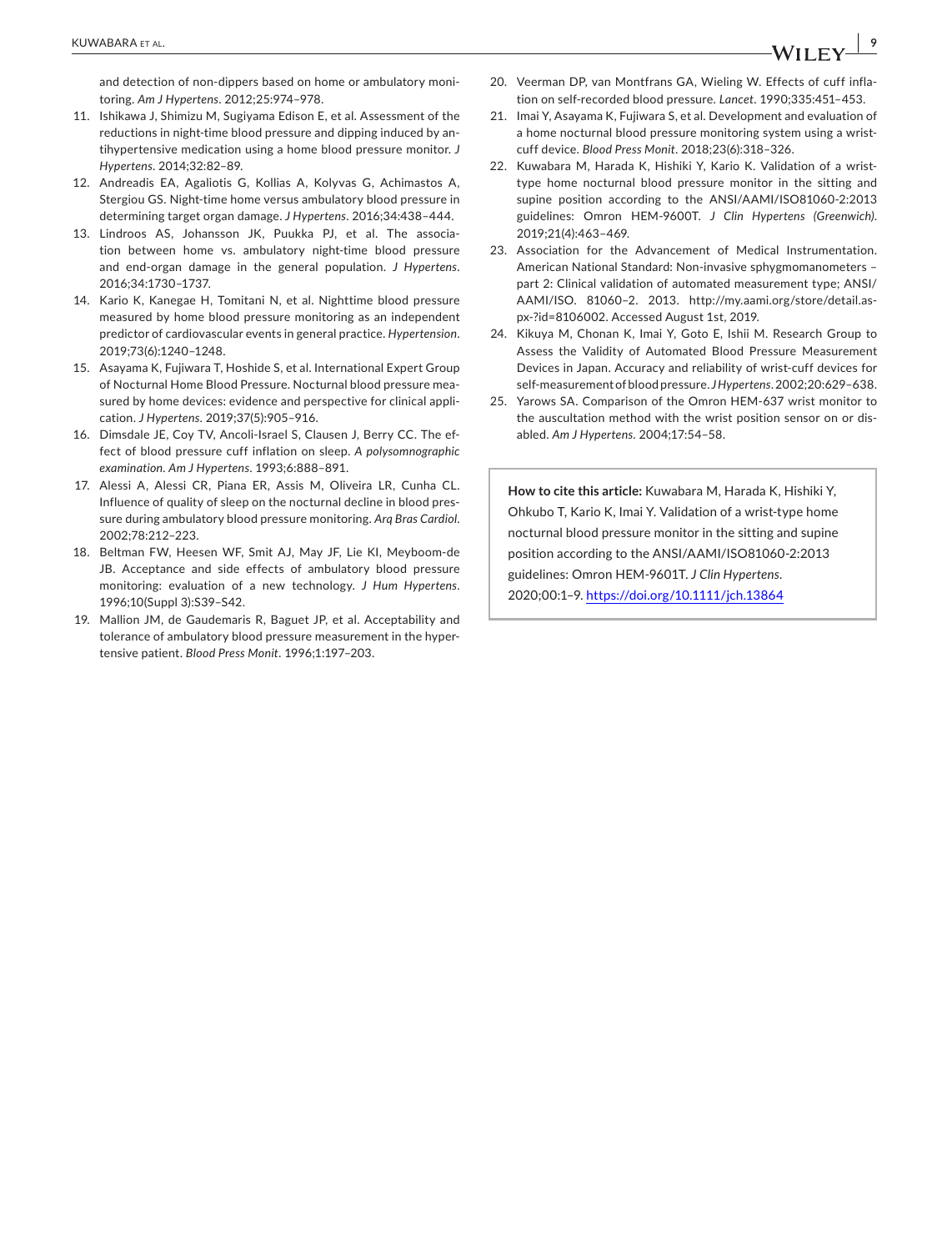and detection of non-dippers based on home or ambulatory monitoring. *Am J Hypertens*. 2012;25:974–978.

11. Ishikawa J, Shimizu M, Sugiyama Edison E, et al. Assessment of the reductions in night-time blood pressure and dipping induced by antihypertensive medication using a home blood pressure monitor. *J Hypertens*. 2014;32:82–89.
12. Andreadis EA, Agaliotis G, Kollias A, Kolyvas G, Achimastos A, Stergiou GS. Night-time home versus ambulatory blood pressure in determining target organ damage. *J Hypertens*. 2016;34:438–444.
13. Lindroos AS, Johansson JK, Puukka PJ, et al. The association between home vs. ambulatory night-time blood pressure and end-organ damage in the general population. *J Hypertens*. 2016;34:1730–1737.
14. Kario K, Kanegae H, Tomitani N, et al. Nighttime blood pressure measured by home blood pressure monitoring as an independent predictor of cardiovascular events in general practice. *Hypertension*. 2019;73(6):1240–1248.
15. Asayama K, Fujiwara T, Hoshide S, et al. International Expert Group of Nocturnal Home Blood Pressure. Nocturnal blood pressure measured by home devices: evidence and perspective for clinical application. *J Hypertens*. 2019;37(5):905–916.
16. Dimsdale JE, Coy TV, Ancoli-Israel S, Clausen J, Berry CC. The effect of blood pressure cuff inflation on sleep. *A polysomnographic examination*. *Am J Hypertens*. 1993;6:888–891.
17. Alessi A, Alessi CR, Piana ER, Assis M, Oliveira LR, Cunha CL. Influence of quality of sleep on the nocturnal decline in blood pressure during ambulatory blood pressure monitoring. *Arq Bras Cardiol*. 2002;78:212–223.
18. Beltman FW, Heesen WF, Smit AJ, May JF, Lie KI, Meyboom-de JB. Acceptance and side effects of ambulatory blood pressure monitoring: evaluation of a new technology. *J Hum Hypertens*. 1996;10(Suppl 3):S39–S42.
19. Mallion JM, de Gaudemaris R, Baguet JP, et al. Acceptability and tolerance of ambulatory blood pressure measurement in the hypertensive patient. *Blood Press Monit*. 1996;1:197–203.
20. Veerman DP, van Montfrans GA, Wieling W. Effects of cuff inflation on self-recorded blood pressure. *Lancet*. 1990;335:451–453.
21. Imai Y, Asayama K, Fujiwara S, et al. Development and evaluation of a home nocturnal blood pressure monitoring system using a wrist-cuff device. *Blood Press Monit*. 2018;23(6):318–326.
22. Kuwabara M, Harada K, Hishiki Y, Kario K. Validation of a wrist-type home nocturnal blood pressure monitor in the sitting and supine position according to the ANSI/AAMI/ISO81060-2:2013 guidelines: Omron HEM-9600T. *J Clin Hypertens (Greenwich)*. 2019;21(4):463–469.
23. Association for the Advancement of Medical Instrumentation. American National Standard: Non-invasive sphygmomanometers – part 2: Clinical validation of automated measurement type; ANSI/AAMI/ISO. 81060–2. 2013. http://my.aami.org/store/detail.aspx-?id=8106002. Accessed August 1st, 2019.
24. Kikuya M, Chonan K, Imai Y, Goto E, Ishii M. Research Group to Assess the Validity of Automated Blood Pressure Measurement Devices in Japan. Accuracy and reliability of wrist-cuff devices for self-measurement of blood pressure. *J Hypertens*. 2002;20:629–638.
25. Yarows SA. Comparison of the Omron HEM-637 wrist monitor to the auscultation method with the wrist position sensor on or disabled. *Am J Hypertens*. 2004;17:54–58.

**How to cite this article:** Kuwabara M, Harada K, Hishiki Y, Ohkubo T, Kario K, Imai Y. Validation of a wrist-type home nocturnal blood pressure monitor in the sitting and supine position according to the ANSI/AAMI/ISO81060-2:2013 guidelines: Omron HEM-9601T. *J Clin Hypertens*. 2020;00:1–9. https://doi.org/10.1111/jch.13864